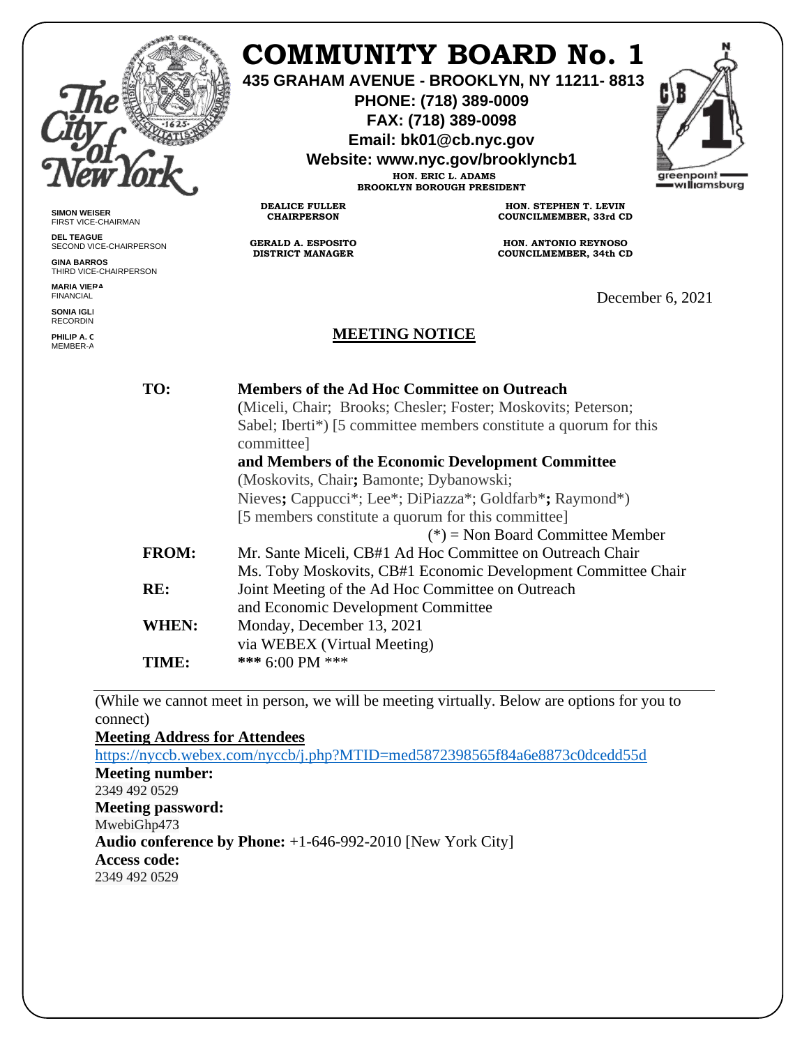# COMMUNITY BOARD No. 1

**435 GRAHAM AVENUE - BROOKLYN, NY 11211- 8813**
**PHONE: (718) 389-0009**
**FAX: (718) 389-0098**
**Email: bk01@cb.nyc.gov**
**Website: www.nyc.gov/brooklyncb1**

HON. ERIC L. ADAMS
BROOKLYN BOROUGH PRESIDENT

DEALICE FULLER
CHAIRPERSON

HON. STEPHEN T. LEVIN
COUNCILMEMBER, 33rd CD

GERALD A. ESPOSITO
DISTRICT MANAGER

HON. ANTONIO REYNOSO
COUNCILMEMBER, 34th CD

**SIMON WEISER**
FIRST VICE-CHAIRMAN

**DEL TEAGUE**
SECOND VICE-CHAIRPERSON

**GINA BARROS**
THIRD VICE-CHAIRPERSON

**MARIA VIERA**
FINANCIAL

**SONIA IGLI**
RECORDIN

**PHILIP A. C**
MEMBER-A

December 6, 2021

## MEETING NOTICE

**TO:** **Members of the Ad Hoc Committee on Outreach**
(Miceli, Chair; Brooks; Chesler; Foster; Moskovits; Peterson; Sabel; Iberti*) [5 committee members constitute a quorum for this committee]
**and Members of the Economic Development Committee**
(Moskovits, Chair**;** Bamonte; Dybanowski; Nieves**;** Cappucci*; Lee*; DiPiazza*; Goldfarb***;** Raymond*)
[5 members constitute a quorum for this committee]
(*) = Non Board Committee Member

**FROM:** Mr. Sante Miceli, CB#1 Ad Hoc Committee on Outreach Chair
Ms. Toby Moskovits, CB#1 Economic Development Committee Chair

**RE:** Joint Meeting of the Ad Hoc Committee on Outreach and Economic Development Committee

**WHEN:** Monday, December 13, 2021
via WEBEX (Virtual Meeting)

**TIME:** ***** 6:00 PM ***

---

(While we cannot meet in person, we will be meeting virtually. Below are options for you to connect)

**Meeting Address for Attendees**
https://nyccb.webex.com/nyccb/j.php?MTID=med5872398565f84a6e8873c0dcedd55d

**Meeting number:**
2349 492 0529

**Meeting password:**
MwebiGhp473

**Audio conference by Phone:** +1-646-992-2010 [New York City]

**Access code:**
2349 492 0529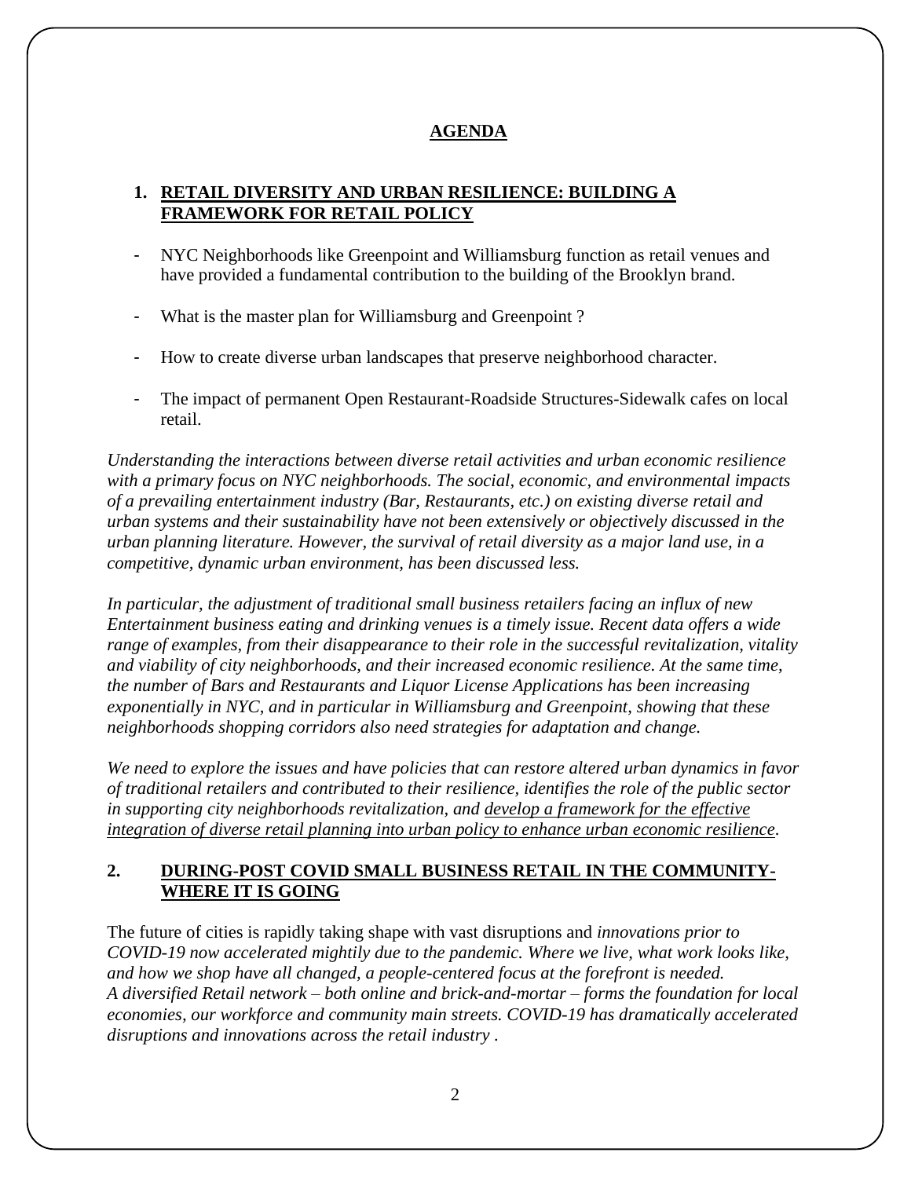# AGENDA

## 1. <u>RETAIL DIVERSITY AND URBAN RESILIENCE: BUILDING A FRAMEWORK FOR RETAIL POLICY</u>

- NYC Neighborhoods like Greenpoint and Williamsburg function as retail venues and have provided a fundamental contribution to the building of the Brooklyn brand.
- What is the master plan for Williamsburg and Greenpoint ?
- How to create diverse urban landscapes that preserve neighborhood character.
- The impact of permanent Open Restaurant-Roadside Structures-Sidewalk cafes on local retail.

*Understanding the interactions between diverse retail activities and urban economic resilience with a primary focus on NYC neighborhoods. The social, economic, and environmental impacts of a prevailing entertainment industry (Bar, Restaurants, etc.) on existing diverse retail and urban systems and their sustainability have not been extensively or objectively discussed in the urban planning literature. However, the survival of retail diversity as a major land use, in a competitive, dynamic urban environment, has been discussed less.*

*In particular, the adjustment of traditional small business retailers facing an influx of new Entertainment business eating and drinking venues is a timely issue. Recent data offers a wide range of examples, from their disappearance to their role in the successful revitalization, vitality and viability of city neighborhoods, and their increased economic resilience. At the same time, the number of Bars and Restaurants and Liquor License Applications has been increasing exponentially in NYC, and in particular in Williamsburg and Greenpoint, showing that these neighborhoods shopping corridors also need strategies for adaptation and change.*

*We need to explore the issues and have policies that can restore altered urban dynamics in favor of traditional retailers and contributed to their resilience, identifies the role of the public sector in supporting city neighborhoods revitalization, and <u>develop a framework for the effective integration of diverse retail planning into urban policy to enhance urban economic resilience</u>.*

## 2. <u>DURING-POST COVID SMALL BUSINESS RETAIL IN THE COMMUNITY-WHERE IT IS GOING</u>

The future of cities is rapidly taking shape with vast disruptions and *innovations prior to COVID-19 now accelerated mightily due to the pandemic. Where we live, what work looks like, and how we shop have all changed, a people-centered focus at the forefront is needed. A diversified Retail network – both online and brick-and-mortar – forms the foundation for local economies, our workforce and community main streets. COVID-19 has dramatically accelerated disruptions and innovations across the retail industry .*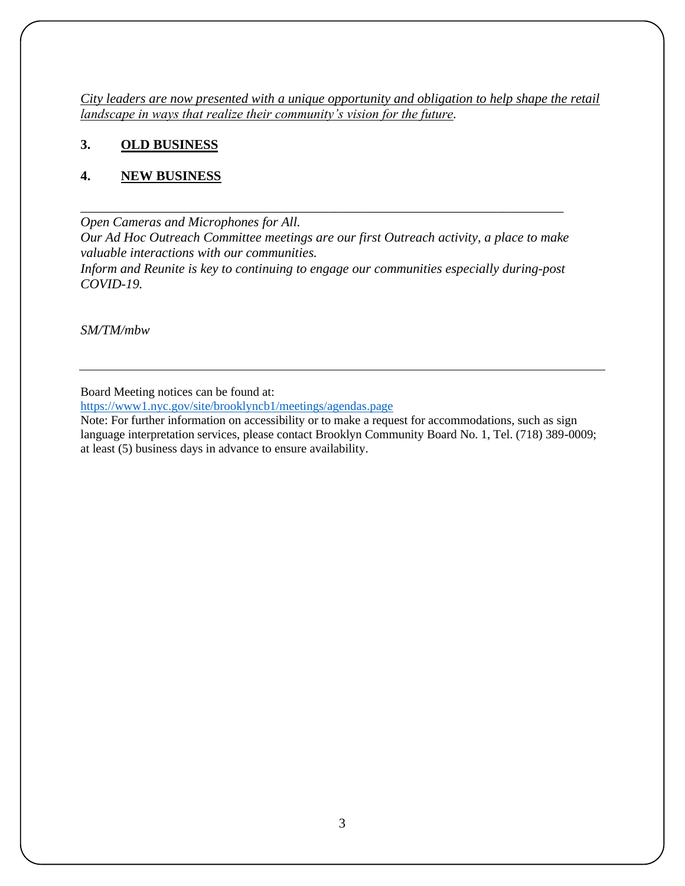*City leaders are now presented with a unique opportunity and obligation to help shape the retail landscape in ways that realize their community's vision for the future.*

**3. OLD BUSINESS**

**4. NEW BUSINESS**

---

*Open Cameras and Microphones for All.*
*Our Ad Hoc Outreach Committee meetings are our first Outreach activity, a place to make valuable interactions with our communities.*
*Inform and Reunite is key to continuing to engage our communities especially during-post COVID-19.*

*SM/TM/mbw*

---

Board Meeting notices can be found at:
https://www1.nyc.gov/site/brooklyncb1/meetings/agendas.page
Note: For further information on accessibility or to make a request for accommodations, such as sign language interpretation services, please contact Brooklyn Community Board No. 1, Tel. (718) 389-0009; at least (5) business days in advance to ensure availability.